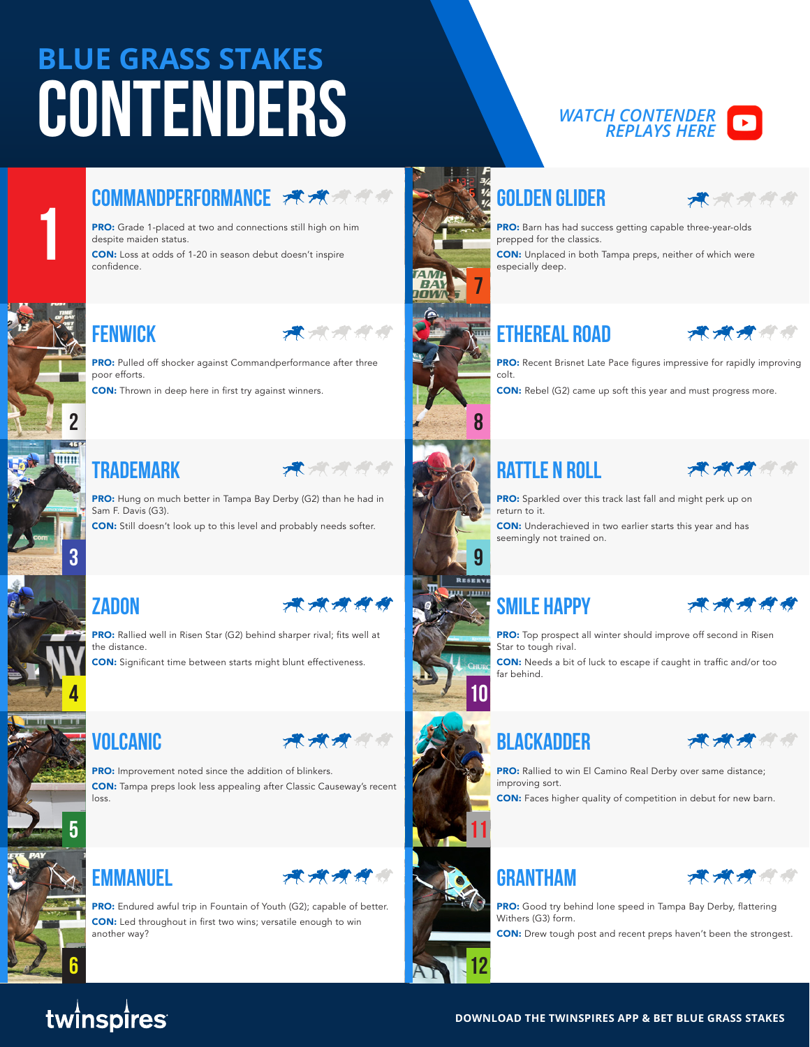# BLUE GRASS STAKES CONTENDERS

*WATCH CONTENDER REPLAYS HERE*

## 1 COMMANDPERFORMANCE

**PRO:** Grade 1-placed at two and connections still high on him despite maiden status.

**CON:** Loss at odds of 1-20 in season debut doesn't inspire confidence.

## 2 FENWICK

**PRO:** Pulled off shocker against Commandperformance after three poor efforts.

**CON:** Thrown in deep here in first try against winners.

## 3 TRADEMARK

**PRO:** Hung on much better in Tampa Bay Derby (G2) than he had in Sam F. Davis (G3).

**CON:** Still doesn't look up to this level and probably needs softer.

## 4 ZADON

**PRO:** Rallied well in Risen Star (G2) behind sharper rival; fits well at the distance.

**CON:** Significant time between starts might blunt effectiveness.

## 5 VOLCANIC

**PRO:** Improvement noted since the addition of blinkers.

**CON:** Tampa preps look less appealing after Classic Causeway's recent loss.

## 6 EMMANUEL

**PRO:** Endured awful trip in Fountain of Youth (G2); capable of better.

**CON:** Led throughout in first two wins; versatile enough to win another way?

## 7 GOLDEN GLIDER

**PRO:** Barn has had success getting capable three-year-olds prepped for the classics.

**CON:** Unplaced in both Tampa preps, neither of which were especially deep.

## 8 ETHEREAL ROAD

**PRO:** Recent Brisnet Late Pace figures impressive for rapidly improving colt.

**CON:** Rebel (G2) came up soft this year and must progress more.

## 9 RATTLE N ROLL

**PRO:** Sparkled over this track last fall and might perk up on return to it.

**CON:** Underachieved in two earlier starts this year and has seemingly not trained on.

## 10 SMILE HAPPY

**PRO:** Top prospect all winter should improve off second in Risen Star to tough rival.

**CON:** Needs a bit of luck to escape if caught in traffic and/or too far behind.

## 11 BLACKADDER

**PRO:** Rallied to win El Camino Real Derby over same distance; improving sort.

**CON:** Faces higher quality of competition in debut for new barn.

## 12 GRANTHAM

**PRO:** Good try behind lone speed in Tampa Bay Derby, flattering Withers (G3) form.

**CON:** Drew tough post and recent preps haven't been the strongest.

twinspires

**DOWNLOAD THE TWINSPIRES APP & BET BLUE GRASS STAKES**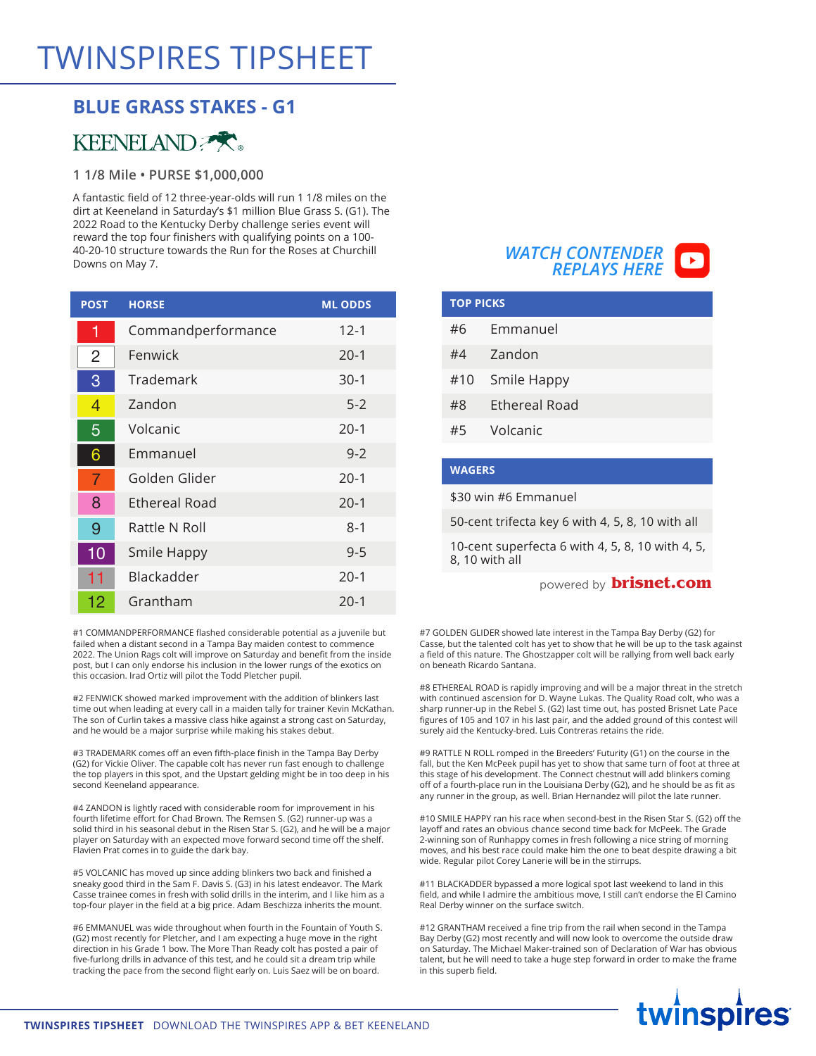# TWINSPIRES TIPSHEET

## BLUE GRASS STAKES - G1

KEENELAND

1 1/8 Mile • PURSE $1,000,000

A fantastic field of 12 three-year-olds will run 1 1/8 miles on the dirt at Keeneland in Saturday's $1 million Blue Grass S. (G1). The 2022 Road to the Kentucky Derby challenge series event will reward the top four finishers with qualifying points on a 100-40-20-10 structure towards the Run for the Roses at Churchill Downs on May 7.

*WATCH CONTENDER REPLAYS HERE*

| POST | HORSE | ML ODDS |
|---|---|---|
| 1 | Commandperformance | 12-1 |
| 2 | Fenwick | 20-1 |
| 3 | Trademark | 30-1 |
| 4 | Zandon | 5-2 |
| 5 | Volcanic | 20-1 |
| 6 | Emmanuel | 9-2 |
| 7 | Golden Glider | 20-1 |
| 8 | Ethereal Road | 20-1 |
| 9 | Rattle N Roll | 8-1 |
| 10 | Smile Happy | 9-5 |
| 11 | Blackadder | 20-1 |
| 12 | Grantham | 20-1 |

| TOP PICKS | |
|---|---|
| #6 | Emmanuel |
| #4 | Zandon |
| #10 | Smile Happy |
| #8 | Ethereal Road |
| #5 | Volcanic |

| WAGERS |
|---|
| $30 win #6 Emmanuel |
| 50-cent trifecta key 6 with 4, 5, 8, 10 with all |
| 10-cent superfecta 6 with 4, 5, 8, 10 with 4, 5, 8, 10 with all |

powered by **brisnet.com**

#1 COMMANDPERFORMANCE flashed considerable potential as a juvenile but failed when a distant second in a Tampa Bay maiden contest to commence 2022. The Union Rags colt will improve on Saturday and benefit from the inside post, but I can only endorse his inclusion in the lower rungs of the exotics on this occasion. Irad Ortiz will pilot the Todd Pletcher pupil.

#2 FENWICK showed marked improvement with the addition of blinkers last time out when leading at every call in a maiden tally for trainer Kevin McKathan. The son of Curlin takes a massive class hike against a strong cast on Saturday, and he would be a major surprise while making his stakes debut.

#3 TRADEMARK comes off an even fifth-place finish in the Tampa Bay Derby (G2) for Vickie Oliver. The capable colt has never run fast enough to challenge the top players in this spot, and the Upstart gelding might be in too deep in his second Keeneland appearance.

#4 ZANDON is lightly raced with considerable room for improvement in his fourth lifetime effort for Chad Brown. The Remsen S. (G2) runner-up was a solid third in his seasonal debut in the Risen Star S. (G2), and he will be a major player on Saturday with an expected move forward second time off the shelf. Flavien Prat comes in to guide the dark bay.

#5 VOLCANIC has moved up since adding blinkers two back and finished a sneaky good third in the Sam F. Davis S. (G3) in his latest endeavor. The Mark Casse trainee comes in fresh with solid drills in the interim, and I like him as a top-four player in the field at a big price. Adam Beschizza inherits the mount.

#6 EMMANUEL was wide throughout when fourth in the Fountain of Youth S. (G2) most recently for Pletcher, and I am expecting a huge move in the right direction in his Grade 1 bow. The More Than Ready colt has posted a pair of five-furlong drills in advance of this test, and he could sit a dream trip while tracking the pace from the second flight early on. Luis Saez will be on board.

#7 GOLDEN GLIDER showed late interest in the Tampa Bay Derby (G2) for Casse, but the talented colt has yet to show that he will be up to the task against a field of this nature. The Ghostzapper colt will be rallying from well back early on beneath Ricardo Santana.

#8 ETHEREAL ROAD is rapidly improving and will be a major threat in the stretch with continued ascension for D. Wayne Lukas. The Quality Road colt, who was a sharp runner-up in the Rebel S. (G2) last time out, has posted Brisnet Late Pace figures of 105 and 107 in his last pair, and the added ground of this contest will surely aid the Kentucky-bred. Luis Contreras retains the ride.

#9 RATTLE N ROLL romped in the Breeders' Futurity (G1) on the course in the fall, but the Ken McPeek pupil has yet to show that same turn of foot at three at this stage of his development. The Connect chestnut will add blinkers coming off of a fourth-place run in the Louisiana Derby (G2), and he should be as fit as any runner in the group, as well. Brian Hernandez will pilot the late runner.

#10 SMILE HAPPY ran his race when second-best in the Risen Star S. (G2) off the layoff and rates an obvious chance second time back for McPeek. The Grade 2-winning son of Runhappy comes in fresh following a nice string of morning moves, and his best race could make him the one to beat despite drawing a bit wide. Regular pilot Corey Lanerie will be in the stirrups.

#11 BLACKADDER bypassed a more logical spot last weekend to land in this field, and while I admire the ambitious move, I still can't endorse the El Camino Real Derby winner on the surface switch.

#12 GRANTHAM received a fine trip from the rail when second in the Tampa Bay Derby (G2) most recently and will now look to overcome the outside draw on Saturday. The Michael Maker-trained son of Declaration of War has obvious talent, but he will need to take a huge step forward in order to make the frame in this superb field.

**TWINSPIRES TIPSHEET** DOWNLOAD THE TWINSPIRES APP & BET KEENELAND

twinspires